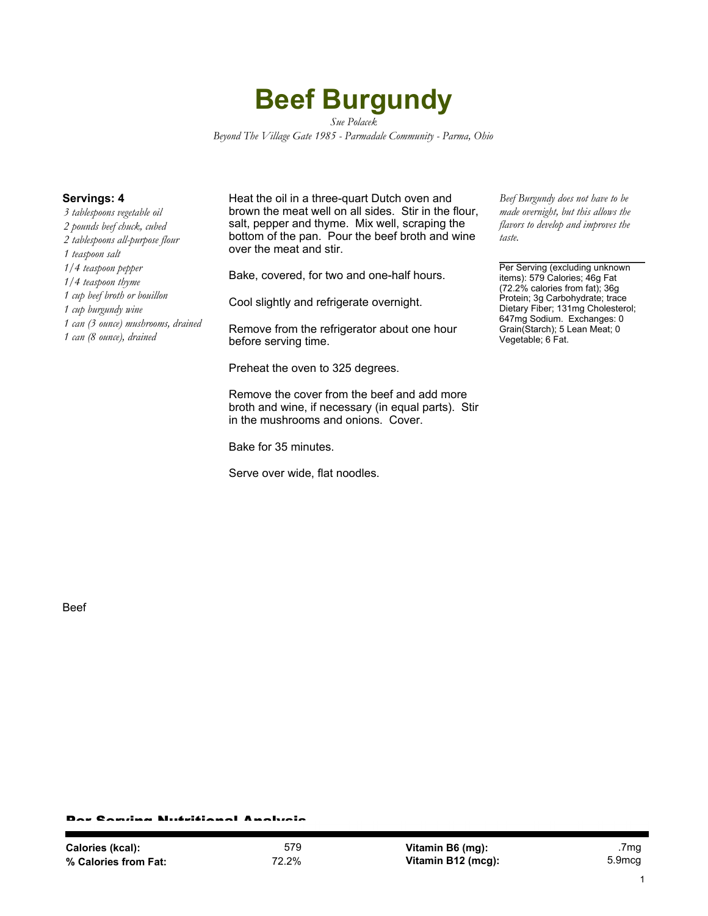# Beef Burgundy

*Sue Polacek*

*Beyond The Village Gate 1985 - Parmadale Community - Parma, Ohio*

**Servings: 4**

*3 tablespoons vegetable oil*
*2 pounds beef chuck, cubed*
*2 tablespoons all-purpose flour*
*1 teaspoon salt*
*1/4 teaspoon pepper*
*1/4 teaspoon thyme*
*1 cup beef broth or bouillon*
*1 cup burgundy wine*
*1 can (3 ounce) mushrooms, drained*
*1 can (8 ounce), drained*

Heat the oil in a three-quart Dutch oven and brown the meat well on all sides. Stir in the flour, salt, pepper and thyme. Mix well, scraping the bottom of the pan. Pour the beef broth and wine over the meat and stir.

Bake, covered, for two and one-half hours.

Cool slightly and refrigerate overnight.

Remove from the refrigerator about one hour before serving time.

Preheat the oven to 325 degrees.

Remove the cover from the beef and add more broth and wine, if necessary (in equal parts). Stir in the mushrooms and onions. Cover.

Bake for 35 minutes.

Serve over wide, flat noodles.

*Beef Burgundy does not have to be made overnight, but this allows the flavors to develop and improves the taste.*

Per Serving (excluding unknown items): 579 Calories; 46g Fat (72.2% calories from fat); 36g Protein; 3g Carbohydrate; trace Dietary Fiber; 131mg Cholesterol; 647mg Sodium. Exchanges: 0 Grain(Starch); 5 Lean Meat; 0 Vegetable; 6 Fat.

Beef

## Per Serving Nutritional Analysis

| | | | |
|---|---|---|---|
| **Calories (kcal):** | 579 | **Vitamin B6 (mg):** | .7mg |
| **% Calories from Fat:** | 72.2% | **Vitamin B12 (mcg):** | 5.9mcg |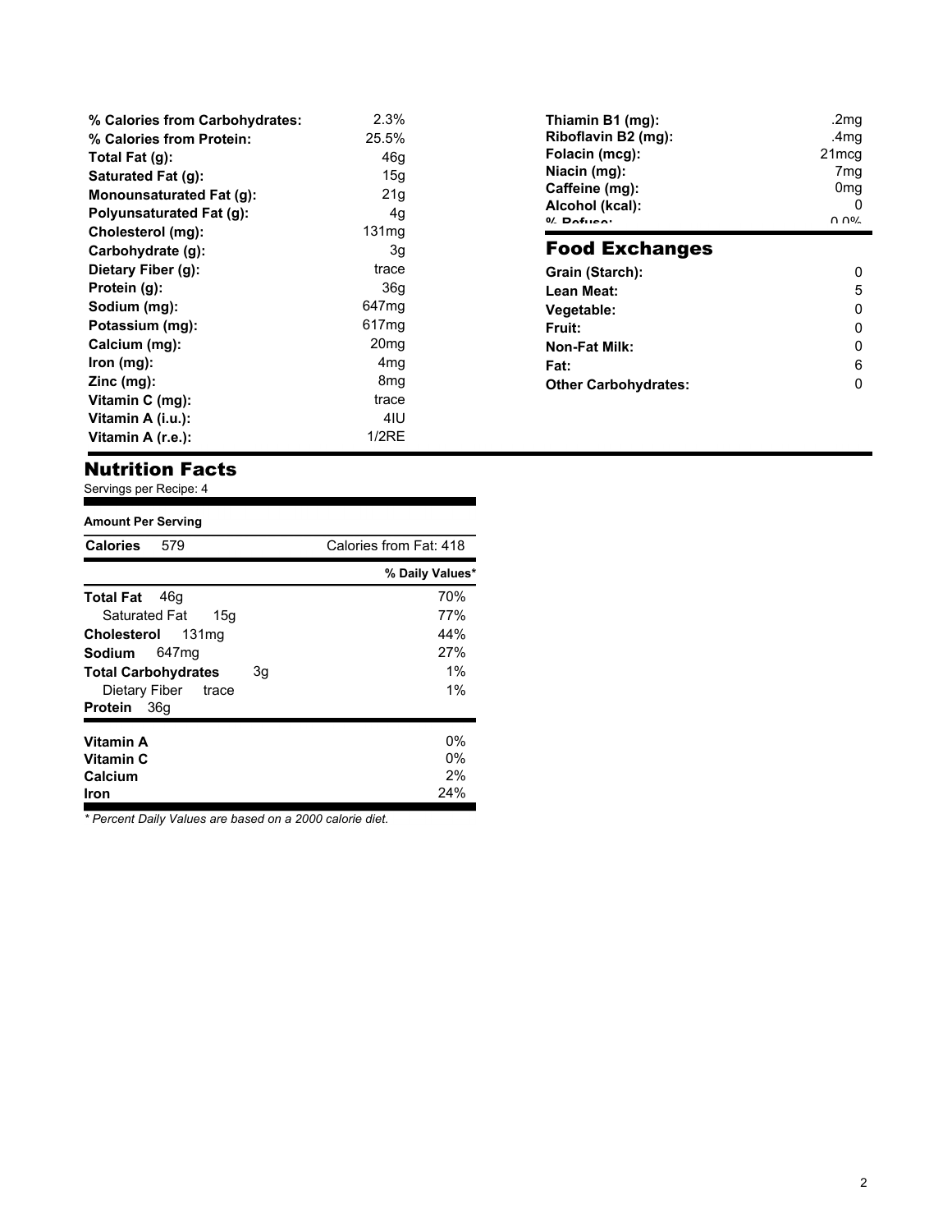| | |
|---|---|
| **% Calories from Carbohydrates:** | 2.3% |
| **% Calories from Protein:** | 25.5% |
| **Total Fat (g):** | 46g |
| **Saturated Fat (g):** | 15g |
| **Monounsaturated Fat (g):** | 21g |
| **Polyunsaturated Fat (g):** | 4g |
| **Cholesterol (mg):** | 131mg |
| **Carbohydrate (g):** | 3g |
| **Dietary Fiber (g):** | trace |
| **Protein (g):** | 36g |
| **Sodium (mg):** | 647mg |
| **Potassium (mg):** | 617mg |
| **Calcium (mg):** | 20mg |
| **Iron (mg):** | 4mg |
| **Zinc (mg):** | 8mg |
| **Vitamin C (mg):** | trace |
| **Vitamin A (i.u.):** | 4IU |
| **Vitamin A (r.e.):** | 1/2RE |
| **Thiamin B1 (mg):** | .2mg |
| **Riboflavin B2 (mg):** | .4mg |
| **Folacin (mcg):** | 21mcg |
| **Niacin (mg):** | 7mg |
| **Caffeine (mg):** | 0mg |
| **Alcohol (kcal):** | 0 |
| **% Refuse:** | 0.0% |

## Food Exchanges

| | |
|---|---|
| **Grain (Starch):** | 0 |
| **Lean Meat:** | 5 |
| **Vegetable:** | 0 |
| **Fruit:** | 0 |
| **Non-Fat Milk:** | 0 |
| **Fat:** | 6 |
| **Other Carbohydrates:** | 0 |

## Nutrition Facts

Servings per Recipe: 4

**Amount Per Serving**

| **Calories** 579 | Calories from Fat: 418 |
|---|---|
| | **% Daily Values*** |
| **Total Fat** 46g | 70% |
| Saturated Fat 15g | 77% |
| **Cholesterol** 131mg | 44% |
| **Sodium** 647mg | 27% |
| **Total Carbohydrates** 3g | 1% |
| Dietary Fiber trace | 1% |
| **Protein** 36g | |
| **Vitamin A** | 0% |
| **Vitamin C** | 0% |
| **Calcium** | 2% |
| **Iron** | 24% |

*\* Percent Daily Values are based on a 2000 calorie diet.*